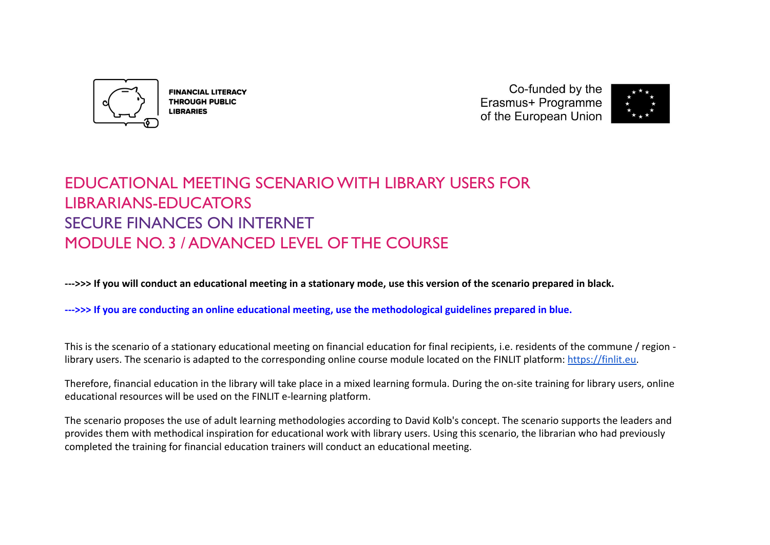FINANCIAL LITERACY THROUGH PUBLIC LIBRARIES

Co-funded by the Erasmus+ Programme of the European Union

# EDUCATIONAL MEETING SCENARIO WITH LIBRARY USERS FOR LIBRARIANS-EDUCATORS
# SECURE FINANCES ON INTERNET
# MODULE NO. 3 / ADVANCED LEVEL OF THE COURSE

**--->>> If you will conduct an educational meeting in a stationary mode, use this version of the scenario prepared in black.**

**--->>> If you are conducting an online educational meeting, use the methodological guidelines prepared in blue.**

This is the scenario of a stationary educational meeting on financial education for final recipients, i.e. residents of the commune / region - library users. The scenario is adapted to the corresponding online course module located on the FINLIT platform: [https://finlit.eu](https://finlit.eu).

Therefore, financial education in the library will take place in a mixed learning formula. During the on-site training for library users, online educational resources will be used on the FINLIT e-learning platform.

The scenario proposes the use of adult learning methodologies according to David Kolb's concept. The scenario supports the leaders and provides them with methodical inspiration for educational work with library users. Using this scenario, the librarian who had previously completed the training for financial education trainers will conduct an educational meeting.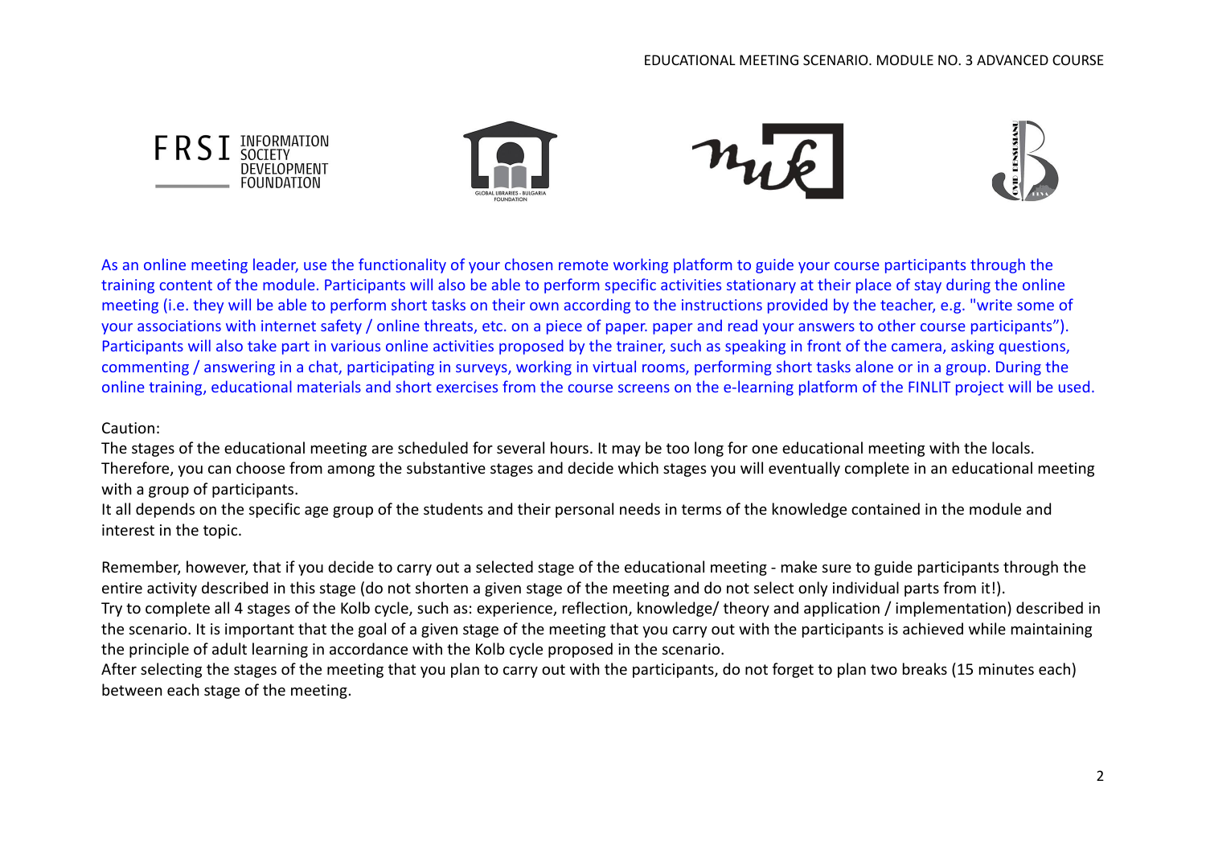As an online meeting leader, use the functionality of your chosen remote working platform to guide your course participants through the training content of the module. Participants will also be able to perform specific activities stationary at their place of stay during the online meeting (i.e. they will be able to perform short tasks on their own according to the instructions provided by the teacher, e.g. "write some of your associations with internet safety / online threats, etc. on a piece of paper. paper and read your answers to other course participants”). Participants will also take part in various online activities proposed by the trainer, such as speaking in front of the camera, asking questions, commenting / answering in a chat, participating in surveys, working in virtual rooms, performing short tasks alone or in a group. During the online training, educational materials and short exercises from the course screens on the e-learning platform of the FINLIT project will be used.

Caution:

The stages of the educational meeting are scheduled for several hours. It may be too long for one educational meeting with the locals. Therefore, you can choose from among the substantive stages and decide which stages you will eventually complete in an educational meeting with a group of participants.

It all depends on the specific age group of the students and their personal needs in terms of the knowledge contained in the module and interest in the topic.

Remember, however, that if you decide to carry out a selected stage of the educational meeting - make sure to guide participants through the entire activity described in this stage (do not shorten a given stage of the meeting and do not select only individual parts from it!).

Try to complete all 4 stages of the Kolb cycle, such as: experience, reflection, knowledge/ theory and application / implementation) described in the scenario. It is important that the goal of a given stage of the meeting that you carry out with the participants is achieved while maintaining the principle of adult learning in accordance with the Kolb cycle proposed in the scenario.

After selecting the stages of the meeting that you plan to carry out with the participants, do not forget to plan two breaks (15 minutes each) between each stage of the meeting.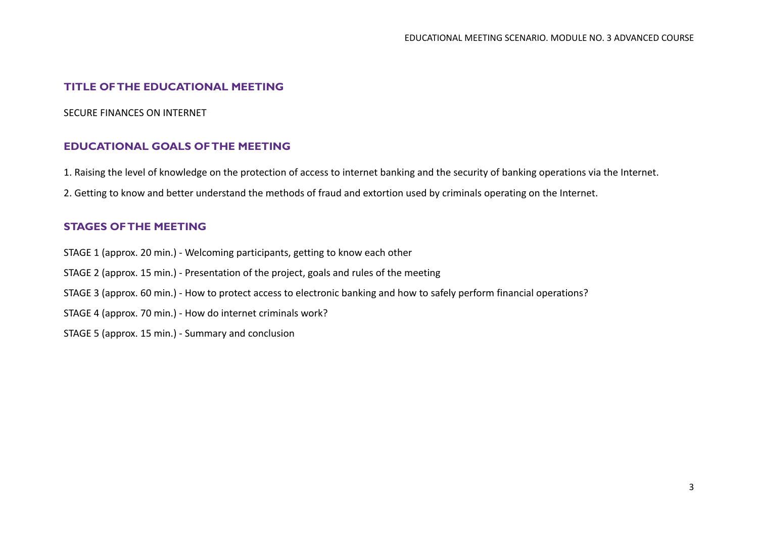## TITLE OF THE EDUCATIONAL MEETING

SECURE FINANCES ON INTERNET

## EDUCATIONAL GOALS OF THE MEETING

1. Raising the level of knowledge on the protection of access to internet banking and the security of banking operations via the Internet.
2. Getting to know and better understand the methods of fraud and extortion used by criminals operating on the Internet.

## STAGES OF THE MEETING

STAGE 1 (approx. 20 min.) - Welcoming participants, getting to know each other

STAGE 2 (approx. 15 min.) - Presentation of the project, goals and rules of the meeting

STAGE 3 (approx. 60 min.) - How to protect access to electronic banking and how to safely perform financial operations?

STAGE 4 (approx. 70 min.) - How do internet criminals work?

STAGE 5 (approx. 15 min.) - Summary and conclusion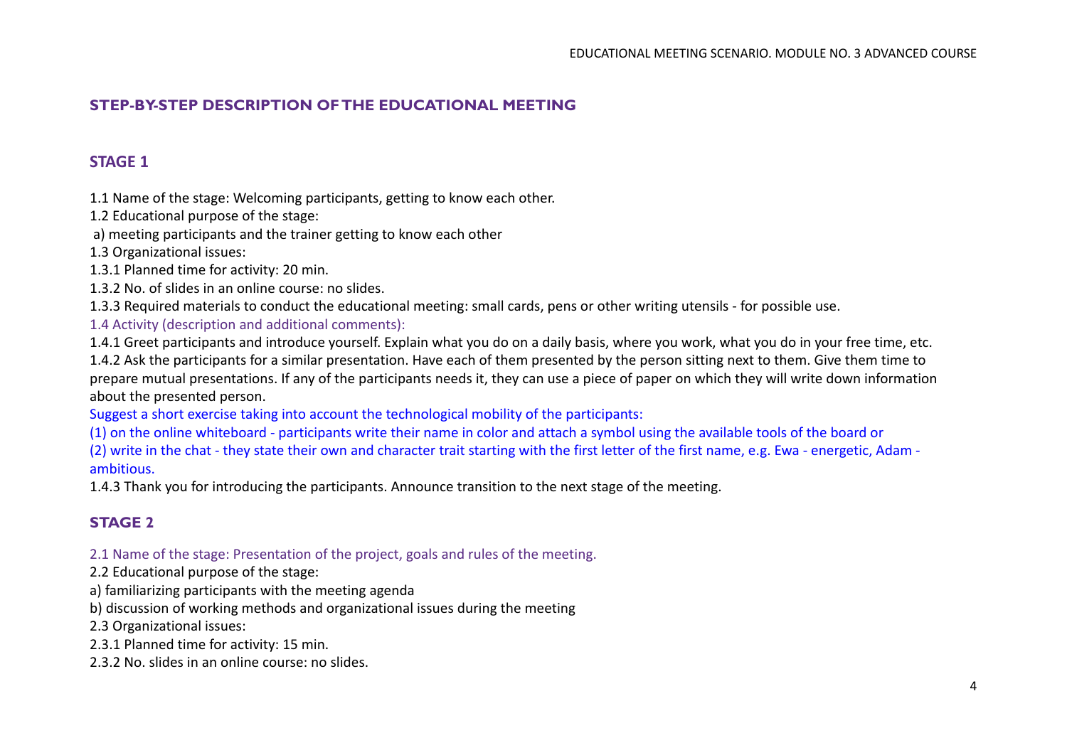## STEP-BY-STEP DESCRIPTION OF THE EDUCATIONAL MEETING

### STAGE 1

1.1 Name of the stage: Welcoming participants, getting to know each other.

1.2 Educational purpose of the stage:

a) meeting participants and the trainer getting to know each other

1.3 Organizational issues:

1.3.1 Planned time for activity: 20 min.

1.3.2 No. of slides in an online course: no slides.

1.3.3 Required materials to conduct the educational meeting: small cards, pens or other writing utensils - for possible use.

1.4 Activity (description and additional comments):

1.4.1 Greet participants and introduce yourself. Explain what you do on a daily basis, where you work, what you do in your free time, etc.

1.4.2 Ask the participants for a similar presentation. Have each of them presented by the person sitting next to them. Give them time to prepare mutual presentations. If any of the participants needs it, they can use a piece of paper on which they will write down information about the presented person.

Suggest a short exercise taking into account the technological mobility of the participants:

(1) on the online whiteboard - participants write their name in color and attach a symbol using the available tools of the board or

(2) write in the chat - they state their own and character trait starting with the first letter of the first name, e.g. Ewa - energetic, Adam - ambitious.

1.4.3 Thank you for introducing the participants. Announce transition to the next stage of the meeting.

### STAGE 2

2.1 Name of the stage: Presentation of the project, goals and rules of the meeting.

2.2 Educational purpose of the stage:

a) familiarizing participants with the meeting agenda

b) discussion of working methods and organizational issues during the meeting

2.3 Organizational issues:

2.3.1 Planned time for activity: 15 min.

2.3.2 No. slides in an online course: no slides.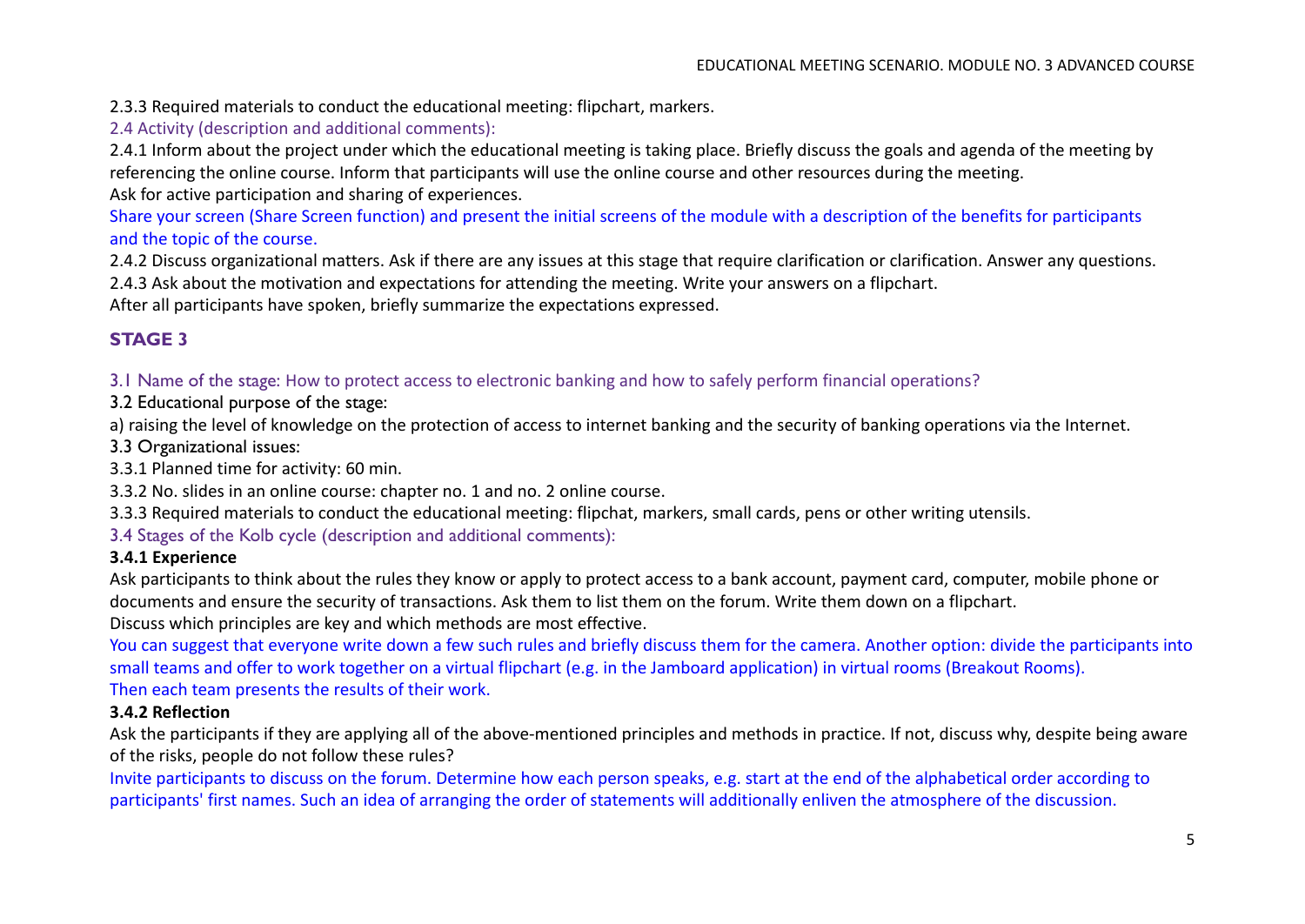2.3.3 Required materials to conduct the educational meeting: flipchart, markers.

2.4 Activity (description and additional comments):

2.4.1 Inform about the project under which the educational meeting is taking place. Briefly discuss the goals and agenda of the meeting by referencing the online course. Inform that participants will use the online course and other resources during the meeting.
Ask for active participation and sharing of experiences.

Share your screen (Share Screen function) and present the initial screens of the module with a description of the benefits for participants and the topic of the course.

2.4.2 Discuss organizational matters. Ask if there are any issues at this stage that require clarification or clarification. Answer any questions.

2.4.3 Ask about the motivation and expectations for attending the meeting. Write your answers on a flipchart.
After all participants have spoken, briefly summarize the expectations expressed.

## STAGE 3

3.1 Name of the stage: How to protect access to electronic banking and how to safely perform financial operations?

3.2 Educational purpose of the stage:

a) raising the level of knowledge on the protection of access to internet banking and the security of banking operations via the Internet.

3.3 Organizational issues:

3.3.1 Planned time for activity: 60 min.

3.3.2 No. slides in an online course: chapter no. 1 and no. 2 online course.

3.3.3 Required materials to conduct the educational meeting: flipchat, markers, small cards, pens or other writing utensils.

3.4 Stages of the Kolb cycle (description and additional comments):

**3.4.1 Experience**

Ask participants to think about the rules they know or apply to protect access to a bank account, payment card, computer, mobile phone or documents and ensure the security of transactions. Ask them to list them on the forum. Write them down on a flipchart.
Discuss which principles are key and which methods are most effective.

You can suggest that everyone write down a few such rules and briefly discuss them for the camera. Another option: divide the participants into small teams and offer to work together on a virtual flipchart (e.g. in the Jamboard application) in virtual rooms (Breakout Rooms).
Then each team presents the results of their work.

**3.4.2 Reflection**

Ask the participants if they are applying all of the above-mentioned principles and methods in practice. If not, discuss why, despite being aware of the risks, people do not follow these rules?

Invite participants to discuss on the forum. Determine how each person speaks, e.g. start at the end of the alphabetical order according to participants' first names. Such an idea of arranging the order of statements will additionally enliven the atmosphere of the discussion.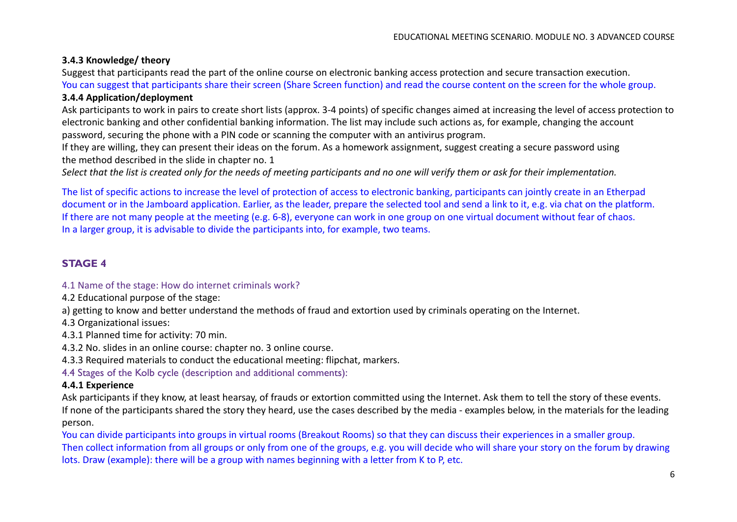**3.4.3 Knowledge/ theory**

Suggest that participants read the part of the online course on electronic banking access protection and secure transaction execution.

You can suggest that participants share their screen (Share Screen function) and read the course content on the screen for the whole group.

**3.4.4 Application/deployment**

Ask participants to work in pairs to create short lists (approx. 3-4 points) of specific changes aimed at increasing the level of access protection to electronic banking and other confidential banking information. The list may include such actions as, for example, changing the account password, securing the phone with a PIN code or scanning the computer with an antivirus program.

If they are willing, they can present their ideas on the forum. As a homework assignment, suggest creating a secure password using the method described in the slide in chapter no. 1

*Select that the list is created only for the needs of meeting participants and no one will verify them or ask for their implementation.*

The list of specific actions to increase the level of protection of access to electronic banking, participants can jointly create in an Etherpad document or in the Jamboard application. Earlier, as the leader, prepare the selected tool and send a link to it, e.g. via chat on the platform. If there are not many people at the meeting (e.g. 6-8), everyone can work in one group on one virtual document without fear of chaos. In a larger group, it is advisable to divide the participants into, for example, two teams.

## STAGE 4

4.1 Name of the stage: How do internet criminals work?

4.2 Educational purpose of the stage:

a) getting to know and better understand the methods of fraud and extortion used by criminals operating on the Internet.

4.3 Organizational issues:

4.3.1 Planned time for activity: 70 min.

4.3.2 No. slides in an online course: chapter no. 3 online course.

4.3.3 Required materials to conduct the educational meeting: flipchat, markers.

4.4 Stages of the Kolb cycle (description and additional comments):

**4.4.1 Experience**

Ask participants if they know, at least hearsay, of frauds or extortion committed using the Internet. Ask them to tell the story of these events. If none of the participants shared the story they heard, use the cases described by the media - examples below, in the materials for the leading person.

You can divide participants into groups in virtual rooms (Breakout Rooms) so that they can discuss their experiences in a smaller group. Then collect information from all groups or only from one of the groups, e.g. you will decide who will share your story on the forum by drawing lots. Draw (example): there will be a group with names beginning with a letter from K to P, etc.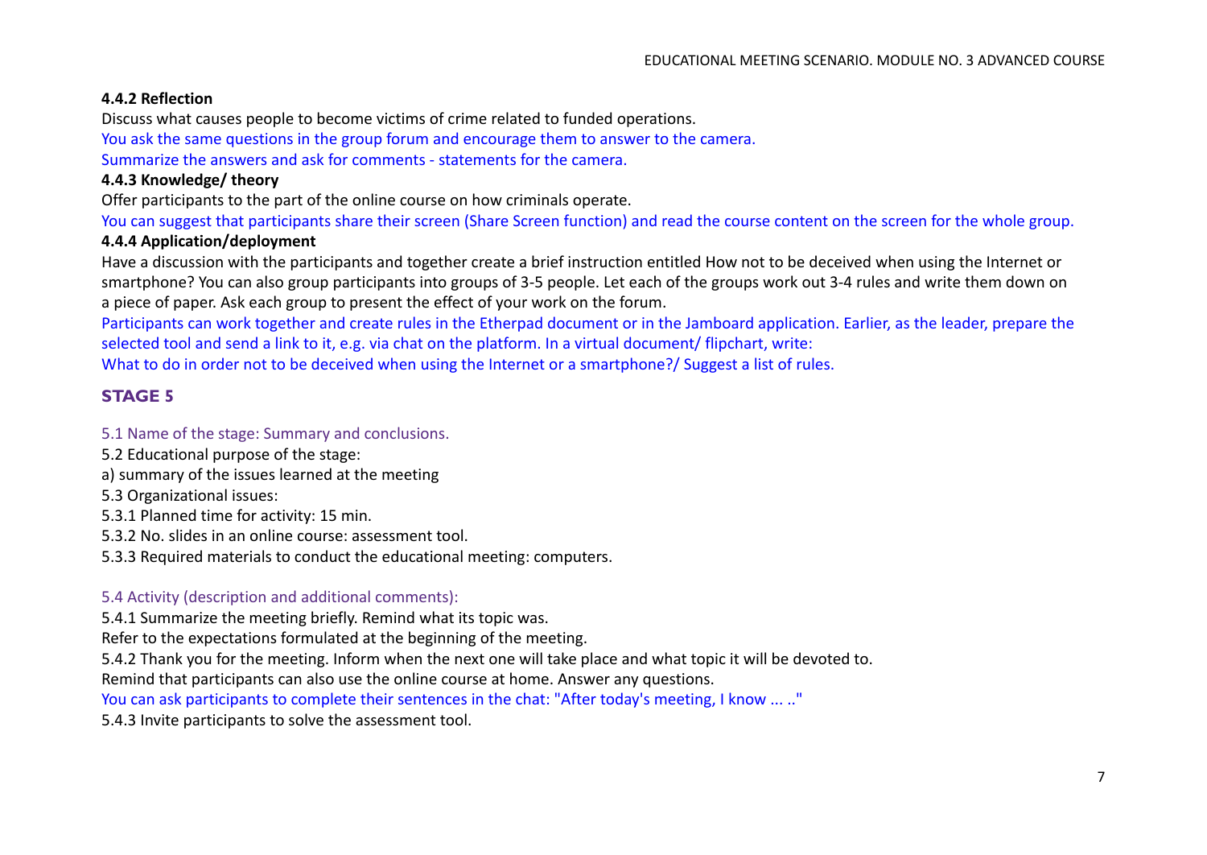**4.4.2 Reflection**

Discuss what causes people to become victims of crime related to funded operations.

You ask the same questions in the group forum and encourage them to answer to the camera.

Summarize the answers and ask for comments - statements for the camera.

**4.4.3 Knowledge/ theory**

Offer participants to the part of the online course on how criminals operate.

You can suggest that participants share their screen (Share Screen function) and read the course content on the screen for the whole group.

**4.4.4 Application/deployment**

Have a discussion with the participants and together create a brief instruction entitled How not to be deceived when using the Internet or smartphone? You can also group participants into groups of 3-5 people. Let each of the groups work out 3-4 rules and write them down on a piece of paper. Ask each group to present the effect of your work on the forum.

Participants can work together and create rules in the Etherpad document or in the Jamboard application. Earlier, as the leader, prepare the selected tool and send a link to it, e.g. via chat on the platform. In a virtual document/ flipchart, write:

What to do in order not to be deceived when using the Internet or a smartphone?/ Suggest a list of rules.

## STAGE 5

5.1 Name of the stage: Summary and conclusions.

5.2 Educational purpose of the stage:

a) summary of the issues learned at the meeting

5.3 Organizational issues:

5.3.1 Planned time for activity: 15 min.

5.3.2 No. slides in an online course: assessment tool.

5.3.3 Required materials to conduct the educational meeting: computers.

5.4 Activity (description and additional comments):

5.4.1 Summarize the meeting briefly. Remind what its topic was.

Refer to the expectations formulated at the beginning of the meeting.

5.4.2 Thank you for the meeting. Inform when the next one will take place and what topic it will be devoted to.

Remind that participants can also use the online course at home. Answer any questions.

You can ask participants to complete their sentences in the chat: "After today's meeting, I know ... .."

5.4.3 Invite participants to solve the assessment tool.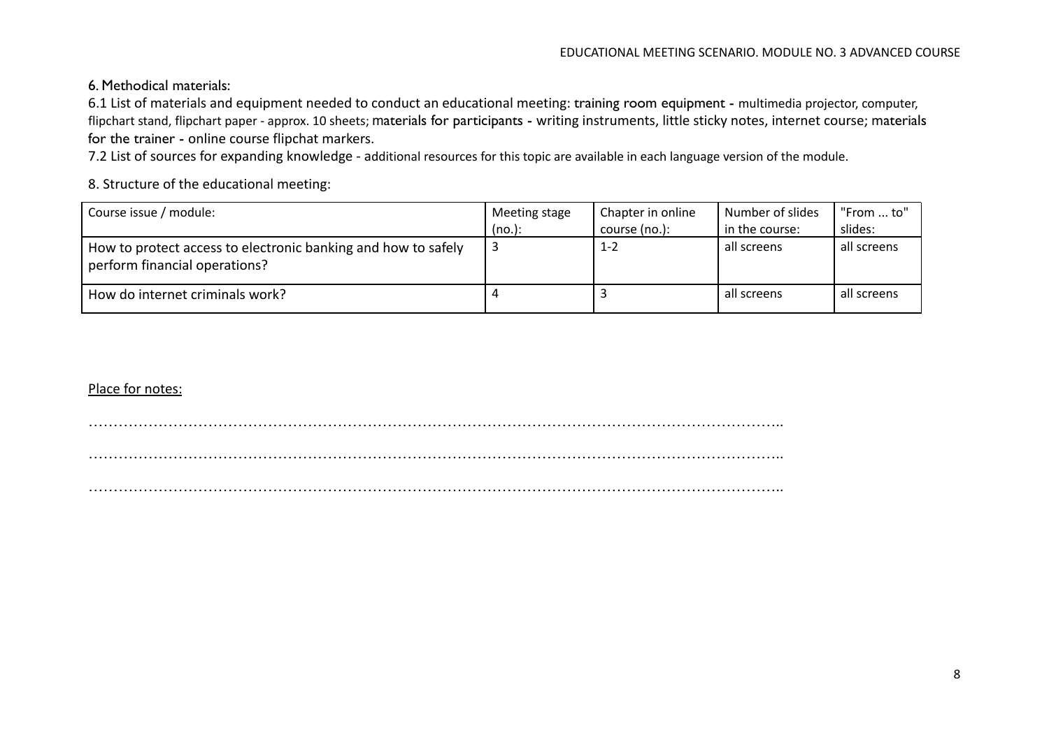6. Methodical materials:

6.1 List of materials and equipment needed to conduct an educational meeting: training room equipment - multimedia projector, computer, flipchart stand, flipchart paper - approx. 10 sheets; materials for participants - writing instruments, little sticky notes, internet course; materials for the trainer - online course flipchat markers.

7.2 List of sources for expanding knowledge - additional resources for this topic are available in each language version of the module.

8. Structure of the educational meeting:

| Course issue / module: | Meeting stage (no.): | Chapter in online course (no.): | Number of slides in the course: | "From ... to" slides: |
|---|---|---|---|---|
| How to protect access to electronic banking and how to safely perform financial operations? | 3 | 1-2 | all screens | all screens |
| How do internet criminals work? | 4 | 3 | all screens | all screens |

Place for notes:

………………………………………………………………………………………………………………………..

………………………………………………………………………………………………………………………..

………………………………………………………………………………………………………………………..